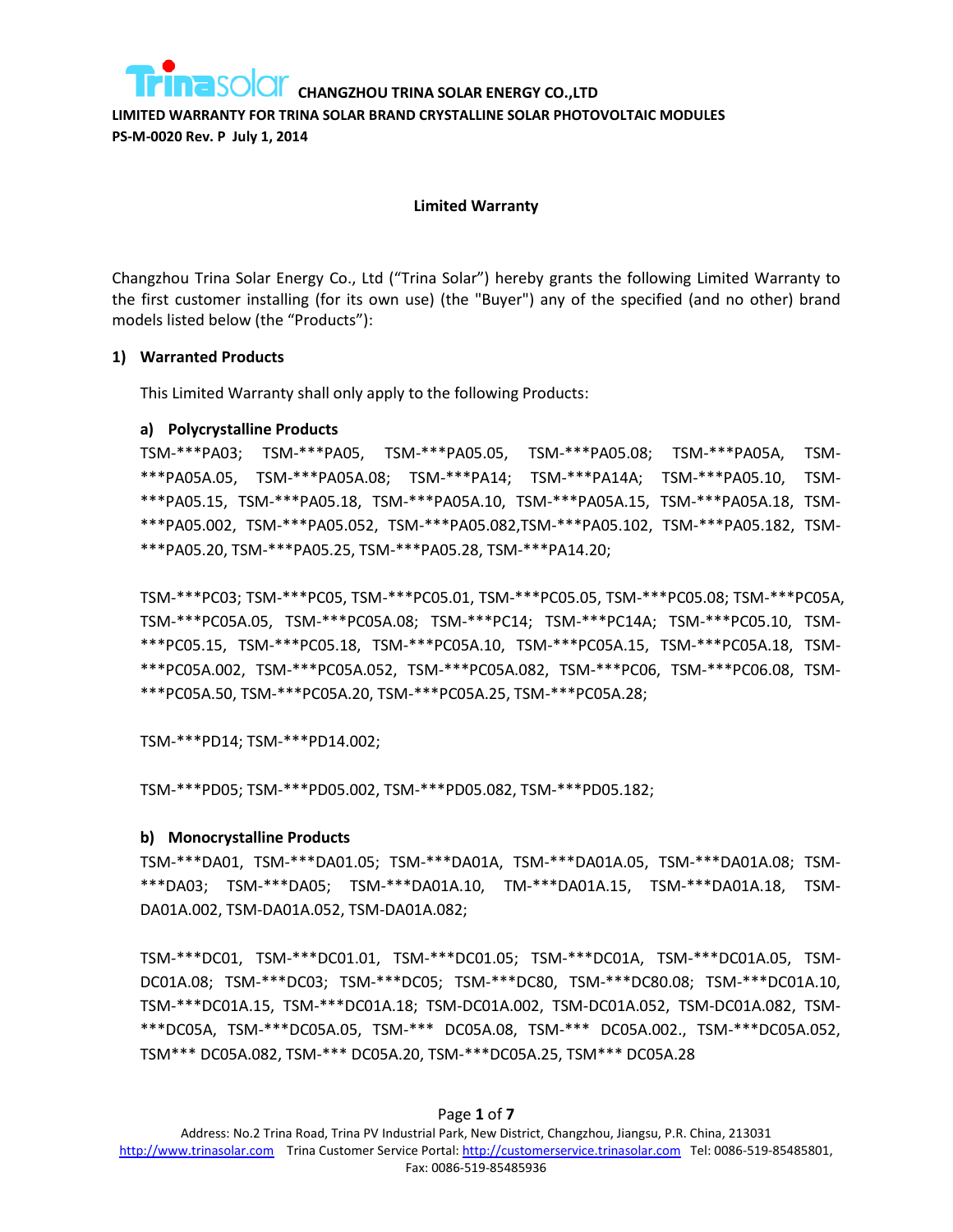**CHANGZHOU TRINA SOLAR ENERGY CO.,LTD**

**LIMITED WARRANTY FOR TRINA SOLAR BRAND CRYSTALLINE SOLAR PHOTOVOLTAIC MODULES**

**PS-M-0020 Rev. P July 1, 2014**

**Limited Warranty**

Changzhou Trina Solar Energy Co., Ltd ("Trina Solar") hereby grants the following Limited Warranty to the first customer installing (for its own use) (the "Buyer") any of the specified (and no other) brand models listed below (the "Products"):

## 1) Warranted Products

This Limited Warranty shall only apply to the following Products:

### a) Polycrystalline Products

TSM-***PA03; TSM-***PA05, TSM-***PA05.05, TSM-***PA05.08; TSM-***PA05A, TSM-***PA05A.05, TSM-***PA05A.08; TSM-***PA14; TSM-***PA14A; TSM-***PA05.10, TSM-***PA05.15, TSM-***PA05.18, TSM-***PA05A.10, TSM-***PA05A.15, TSM-***PA05A.18, TSM-***PA05.002, TSM-***PA05.052, TSM-***PA05.082,TSM-***PA05.102, TSM-***PA05.182, TSM-***PA05.20, TSM-***PA05.25, TSM-***PA05.28, TSM-***PA14.20;

TSM-***PC03; TSM-***PC05, TSM-***PC05.01, TSM-***PC05.05, TSM-***PC05.08; TSM-***PC05A, TSM-***PC05A.05, TSM-***PC05A.08; TSM-***PC14; TSM-***PC14A; TSM-***PC05.10, TSM-***PC05.15, TSM-***PC05.18, TSM-***PC05A.10, TSM-***PC05A.15, TSM-***PC05A.18, TSM-***PC05A.002, TSM-***PC05A.052, TSM-***PC05A.082, TSM-***PC06, TSM-***PC06.08, TSM-***PC05A.50, TSM-***PC05A.20, TSM-***PC05A.25, TSM-***PC05A.28;

TSM-***PD14; TSM-***PD14.002;

TSM-***PD05; TSM-***PD05.002, TSM-***PD05.082, TSM-***PD05.182;

### b) Monocrystalline Products

TSM-***DA01, TSM-***DA01.05; TSM-***DA01A, TSM-***DA01A.05, TSM-***DA01A.08; TSM-***DA03; TSM-***DA05; TSM-***DA01A.10, TM-***DA01A.15, TSM-***DA01A.18, TSM-DA01A.002, TSM-DA01A.052, TSM-DA01A.082;

TSM-***DC01, TSM-***DC01.01, TSM-***DC01.05; TSM-***DC01A, TSM-***DC01A.05, TSM-DC01A.08; TSM-***DC03; TSM-***DC05; TSM-***DC80, TSM-***DC80.08; TSM-***DC01A.10, TSM-***DC01A.15, TSM-***DC01A.18; TSM-DC01A.002, TSM-DC01A.052, TSM-DC01A.082, TSM-***DC05A, TSM-***DC05A.05, TSM-*** DC05A.08, TSM-*** DC05A.002., TSM-***DC05A.052, TSM*** DC05A.082, TSM-*** DC05A.20, TSM-***DC05A.25, TSM*** DC05A.28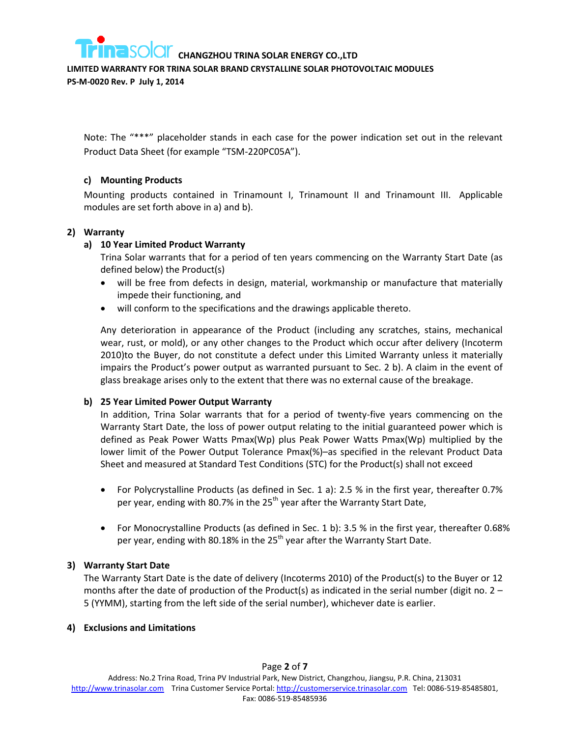Note: The "***" placeholder stands in each case for the power indication set out in the relevant Product Data Sheet (for example "TSM-220PC05A").

**c) Mounting Products**

Mounting products contained in Trinamount I, Trinamount II and Trinamount III. Applicable modules are set forth above in a) and b).

## 2) Warranty

**a) 10 Year Limited Product Warranty**

Trina Solar warrants that for a period of ten years commencing on the Warranty Start Date (as defined below) the Product(s)

- will be free from defects in design, material, workmanship or manufacture that materially impede their functioning, and
- will conform to the specifications and the drawings applicable thereto.

Any deterioration in appearance of the Product (including any scratches, stains, mechanical wear, rust, or mold), or any other changes to the Product which occur after delivery (Incoterm 2010)to the Buyer, do not constitute a defect under this Limited Warranty unless it materially impairs the Product's power output as warranted pursuant to Sec. 2 b). A claim in the event of glass breakage arises only to the extent that there was no external cause of the breakage.

**b) 25 Year Limited Power Output Warranty**

In addition, Trina Solar warrants that for a period of twenty-five years commencing on the Warranty Start Date, the loss of power output relating to the initial guaranteed power which is defined as Peak Power Watts Pmax(Wp) plus Peak Power Watts Pmax(Wp) multiplied by the lower limit of the Power Output Tolerance Pmax(%)–as specified in the relevant Product Data Sheet and measured at Standard Test Conditions (STC) for the Product(s) shall not exceed

- For Polycrystalline Products (as defined in Sec. 1 a): 2.5 % in the first year, thereafter 0.7% per year, ending with 80.7% in the 25th year after the Warranty Start Date,

- For Monocrystalline Products (as defined in Sec. 1 b): 3.5 % in the first year, thereafter 0.68% per year, ending with 80.18% in the 25th year after the Warranty Start Date.

## 3) Warranty Start Date

The Warranty Start Date is the date of delivery (Incoterms 2010) of the Product(s) to the Buyer or 12 months after the date of production of the Product(s) as indicated in the serial number (digit no. 2 – 5 (YYMM), starting from the left side of the serial number), whichever date is earlier.

## 4) Exclusions and Limitations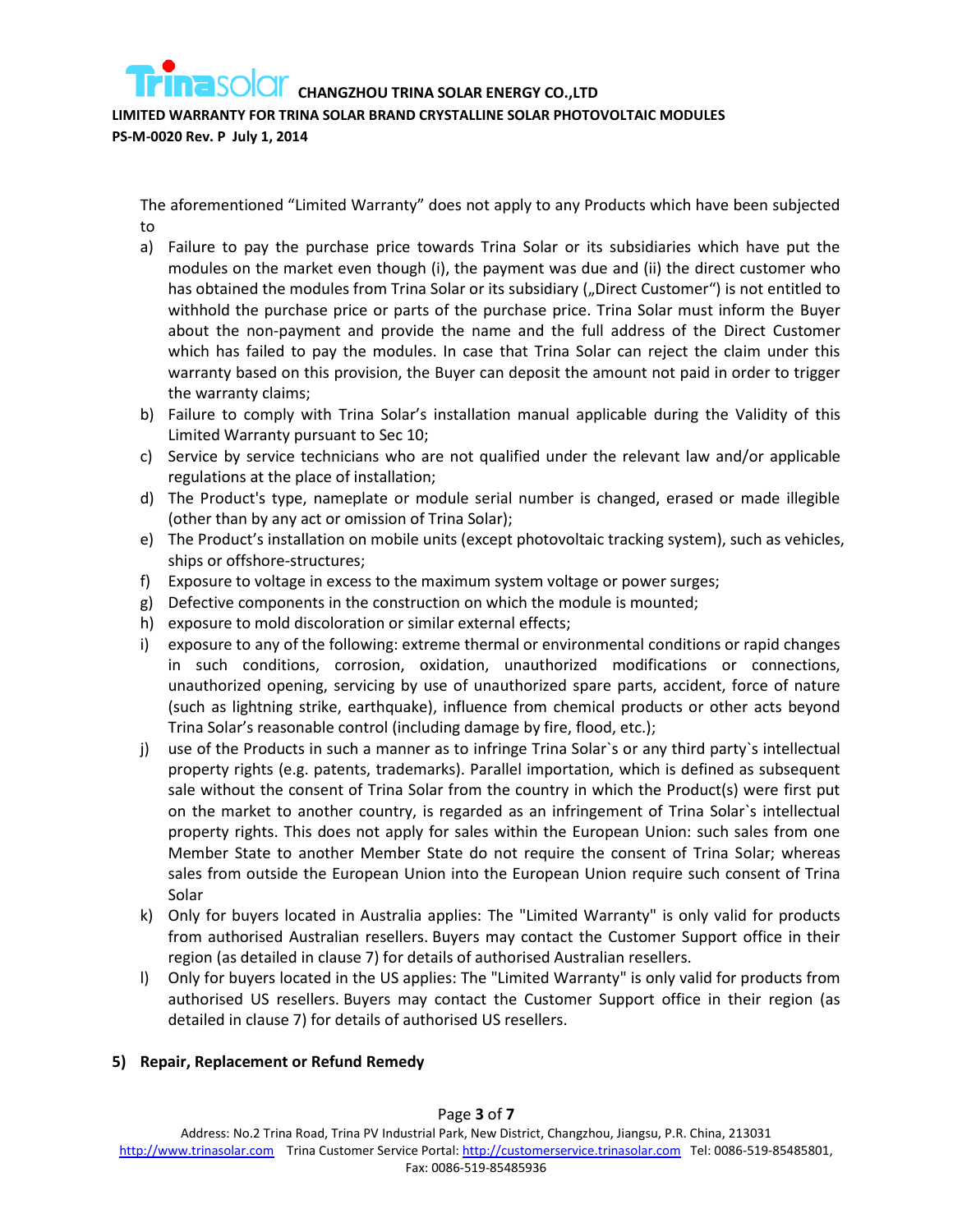The aforementioned "Limited Warranty" does not apply to any Products which have been subjected to

a) Failure to pay the purchase price towards Trina Solar or its subsidiaries which have put the modules on the market even though (i), the payment was due and (ii) the direct customer who has obtained the modules from Trina Solar or its subsidiary („Direct Customer") is not entitled to withhold the purchase price or parts of the purchase price. Trina Solar must inform the Buyer about the non-payment and provide the name and the full address of the Direct Customer which has failed to pay the modules. In case that Trina Solar can reject the claim under this warranty based on this provision, the Buyer can deposit the amount not paid in order to trigger the warranty claims;
b) Failure to comply with Trina Solar's installation manual applicable during the Validity of this Limited Warranty pursuant to Sec 10;
c) Service by service technicians who are not qualified under the relevant law and/or applicable regulations at the place of installation;
d) The Product's type, nameplate or module serial number is changed, erased or made illegible (other than by any act or omission of Trina Solar);
e) The Product's installation on mobile units (except photovoltaic tracking system), such as vehicles, ships or offshore-structures;
f) Exposure to voltage in excess to the maximum system voltage or power surges;
g) Defective components in the construction on which the module is mounted;
h) exposure to mold discoloration or similar external effects;
i) exposure to any of the following: extreme thermal or environmental conditions or rapid changes in such conditions, corrosion, oxidation, unauthorized modifications or connections, unauthorized opening, servicing by use of unauthorized spare parts, accident, force of nature (such as lightning strike, earthquake), influence from chemical products or other acts beyond Trina Solar's reasonable control (including damage by fire, flood, etc.);
j) use of the Products in such a manner as to infringe Trina Solar`s or any third party`s intellectual property rights (e.g. patents, trademarks). Parallel importation, which is defined as subsequent sale without the consent of Trina Solar from the country in which the Product(s) were first put on the market to another country, is regarded as an infringement of Trina Solar`s intellectual property rights. This does not apply for sales within the European Union: such sales from one Member State to another Member State do not require the consent of Trina Solar; whereas sales from outside the European Union into the European Union require such consent of Trina Solar
k) Only for buyers located in Australia applies: The "Limited Warranty" is only valid for products from authorised Australian resellers. Buyers may contact the Customer Support office in their region (as detailed in clause 7) for details of authorised Australian resellers.
l) Only for buyers located in the US applies: The "Limited Warranty" is only valid for products from authorised US resellers. Buyers may contact the Customer Support office in their region (as detailed in clause 7) for details of authorised US resellers.

## 5) Repair, Replacement or Refund Remedy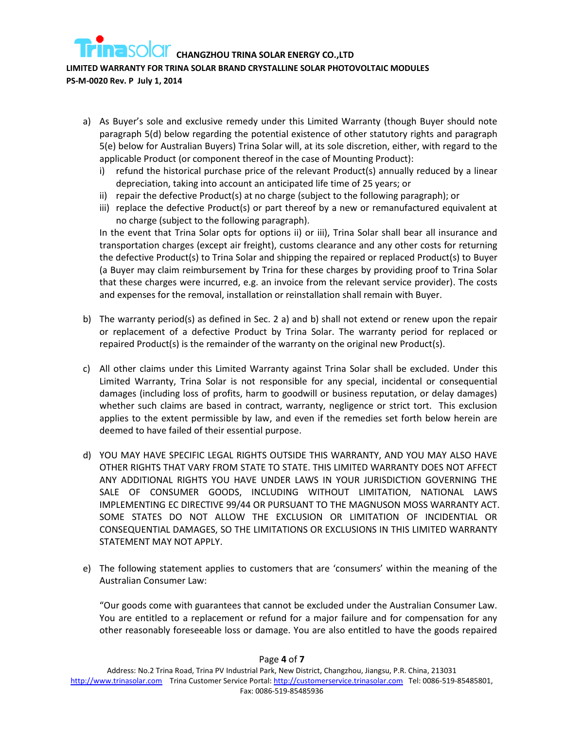a) As Buyer's sole and exclusive remedy under this Limited Warranty (though Buyer should note paragraph 5(d) below regarding the potential existence of other statutory rights and paragraph 5(e) below for Australian Buyers) Trina Solar will, at its sole discretion, either, with regard to the applicable Product (or component thereof in the case of Mounting Product):

   i) refund the historical purchase price of the relevant Product(s) annually reduced by a linear depreciation, taking into account an anticipated life time of 25 years; or
   
   ii) repair the defective Product(s) at no charge (subject to the following paragraph); or
   
   iii) replace the defective Product(s) or part thereof by a new or remanufactured equivalent at no charge (subject to the following paragraph).

   In the event that Trina Solar opts for options ii) or iii), Trina Solar shall bear all insurance and transportation charges (except air freight), customs clearance and any other costs for returning the defective Product(s) to Trina Solar and shipping the repaired or replaced Product(s) to Buyer (a Buyer may claim reimbursement by Trina for these charges by providing proof to Trina Solar that these charges were incurred, e.g. an invoice from the relevant service provider). The costs and expenses for the removal, installation or reinstallation shall remain with Buyer.

b) The warranty period(s) as defined in Sec. 2 a) and b) shall not extend or renew upon the repair or replacement of a defective Product by Trina Solar. The warranty period for replaced or repaired Product(s) is the remainder of the warranty on the original new Product(s).

c) All other claims under this Limited Warranty against Trina Solar shall be excluded. Under this Limited Warranty, Trina Solar is not responsible for any special, incidental or consequential damages (including loss of profits, harm to goodwill or business reputation, or delay damages) whether such claims are based in contract, warranty, negligence or strict tort. This exclusion applies to the extent permissible by law, and even if the remedies set forth below herein are deemed to have failed of their essential purpose.

d) YOU MAY HAVE SPECIFIC LEGAL RIGHTS OUTSIDE THIS WARRANTY, AND YOU MAY ALSO HAVE OTHER RIGHTS THAT VARY FROM STATE TO STATE. THIS LIMITED WARRANTY DOES NOT AFFECT ANY ADDITIONAL RIGHTS YOU HAVE UNDER LAWS IN YOUR JURISDICTION GOVERNING THE SALE OF CONSUMER GOODS, INCLUDING WITHOUT LIMITATION, NATIONAL LAWS IMPLEMENTING EC DIRECTIVE 99/44 OR PURSUANT TO THE MAGNUSON MOSS WARRANTY ACT. SOME STATES DO NOT ALLOW THE EXCLUSION OR LIMITATION OF INCIDENTIAL OR CONSEQUENTIAL DAMAGES, SO THE LIMITATIONS OR EXCLUSIONS IN THIS LIMITED WARRANTY STATEMENT MAY NOT APPLY.

e) The following statement applies to customers that are 'consumers' within the meaning of the Australian Consumer Law:

   "Our goods come with guarantees that cannot be excluded under the Australian Consumer Law. You are entitled to a replacement or refund for a major failure and for compensation for any other reasonably foreseeable loss or damage. You are also entitled to have the goods repaired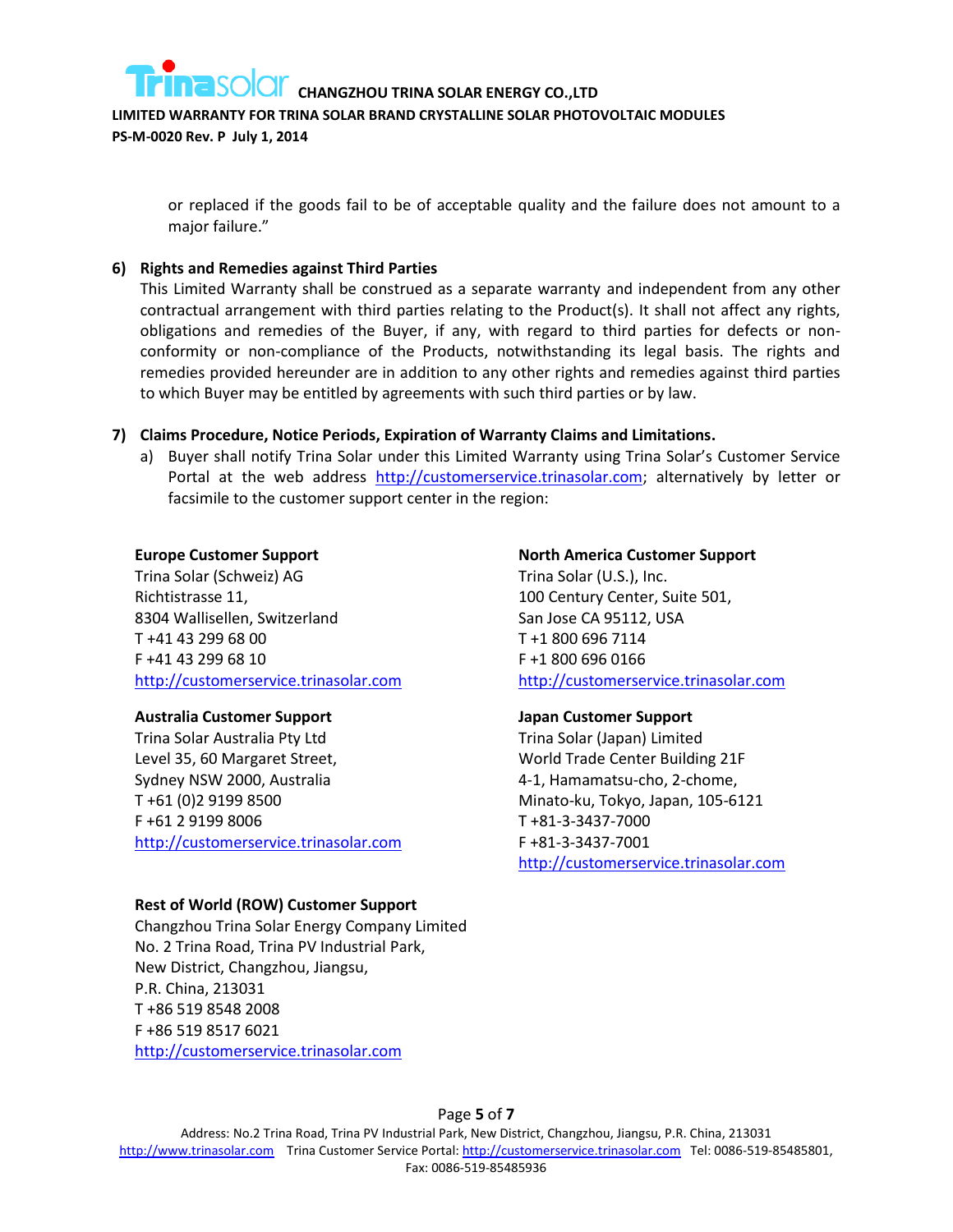or replaced if the goods fail to be of acceptable quality and the failure does not amount to a major failure."

**6) Rights and Remedies against Third Parties**

This Limited Warranty shall be construed as a separate warranty and independent from any other contractual arrangement with third parties relating to the Product(s). It shall not affect any rights, obligations and remedies of the Buyer, if any, with regard to third parties for defects or non-conformity or non-compliance of the Products, notwithstanding its legal basis. The rights and remedies provided hereunder are in addition to any other rights and remedies against third parties to which Buyer may be entitled by agreements with such third parties or by law.

**7) Claims Procedure, Notice Periods, Expiration of Warranty Claims and Limitations.**

a) Buyer shall notify Trina Solar under this Limited Warranty using Trina Solar's Customer Service Portal at the web address http://customerservice.trinasolar.com; alternatively by letter or facsimile to the customer support center in the region:

**Europe Customer Support**
Trina Solar (Schweiz) AG
Richtistrasse 11,
8304 Wallisellen, Switzerland
T +41 43 299 68 00
F +41 43 299 68 10
http://customerservice.trinasolar.com

**North America Customer Support**
Trina Solar (U.S.), Inc.
100 Century Center, Suite 501,
San Jose CA 95112, USA
T +1 800 696 7114
F +1 800 696 0166
http://customerservice.trinasolar.com

**Australia Customer Support**
Trina Solar Australia Pty Ltd
Level 35, 60 Margaret Street,
Sydney NSW 2000, Australia
T +61 (0)2 9199 8500
F +61 2 9199 8006
http://customerservice.trinasolar.com

**Japan Customer Support**
Trina Solar (Japan) Limited
World Trade Center Building 21F
4-1, Hamamatsu-cho, 2-chome,
Minato-ku, Tokyo, Japan, 105-6121
T +81-3-3437-7000
F +81-3-3437-7001
http://customerservice.trinasolar.com

**Rest of World (ROW) Customer Support**
Changzhou Trina Solar Energy Company Limited
No. 2 Trina Road, Trina PV Industrial Park,
New District, Changzhou, Jiangsu,
P.R. China, 213031
T +86 519 8548 2008
F +86 519 8517 6021
http://customerservice.trinasolar.com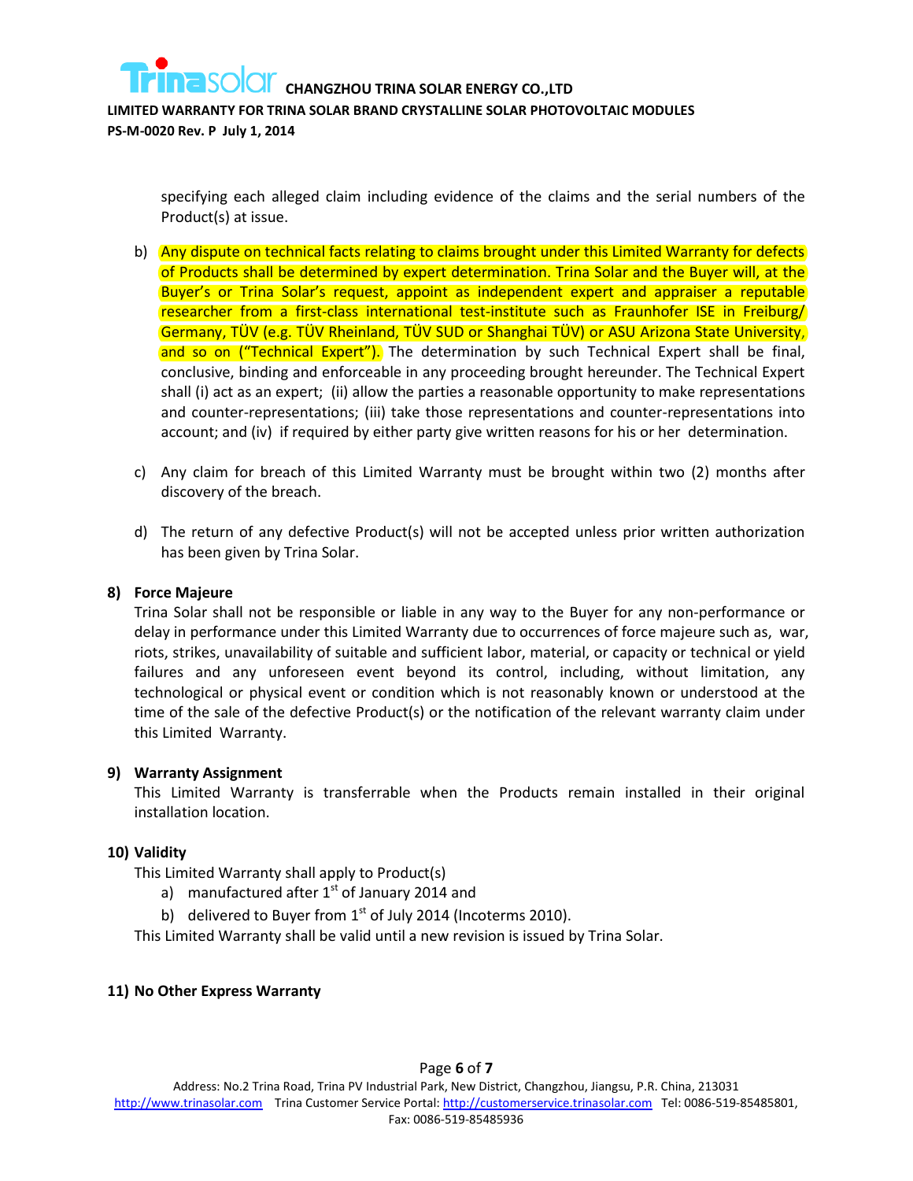specifying each alleged claim including evidence of the claims and the serial numbers of the Product(s) at issue.

b) Any dispute on technical facts relating to claims brought under this Limited Warranty for defects of Products shall be determined by expert determination. Trina Solar and the Buyer will, at the Buyer's or Trina Solar's request, appoint as independent expert and appraiser a reputable researcher from a first-class international test-institute such as Fraunhofer ISE in Freiburg/ Germany, TÜV (e.g. TÜV Rheinland, TÜV SUD or Shanghai TÜV) or ASU Arizona State University, and so on ("Technical Expert"). The determination by such Technical Expert shall be final, conclusive, binding and enforceable in any proceeding brought hereunder. The Technical Expert shall (i) act as an expert; (ii) allow the parties a reasonable opportunity to make representations and counter-representations; (iii) take those representations and counter-representations into account; and (iv) if required by either party give written reasons for his or her determination.

c) Any claim for breach of this Limited Warranty must be brought within two (2) months after discovery of the breach.

d) The return of any defective Product(s) will not be accepted unless prior written authorization has been given by Trina Solar.

**8) Force Majeure**

Trina Solar shall not be responsible or liable in any way to the Buyer for any non-performance or delay in performance under this Limited Warranty due to occurrences of force majeure such as, war, riots, strikes, unavailability of suitable and sufficient labor, material, or capacity or technical or yield failures and any unforeseen event beyond its control, including, without limitation, any technological or physical event or condition which is not reasonably known or understood at the time of the sale of the defective Product(s) or the notification of the relevant warranty claim under this Limited Warranty.

**9) Warranty Assignment**

This Limited Warranty is transferrable when the Products remain installed in their original installation location.

**10) Validity**

This Limited Warranty shall apply to Product(s)

a) manufactured after 1st of January 2014 and
b) delivered to Buyer from 1st of July 2014 (Incoterms 2010).

This Limited Warranty shall be valid until a new revision is issued by Trina Solar.

**11) No Other Express Warranty**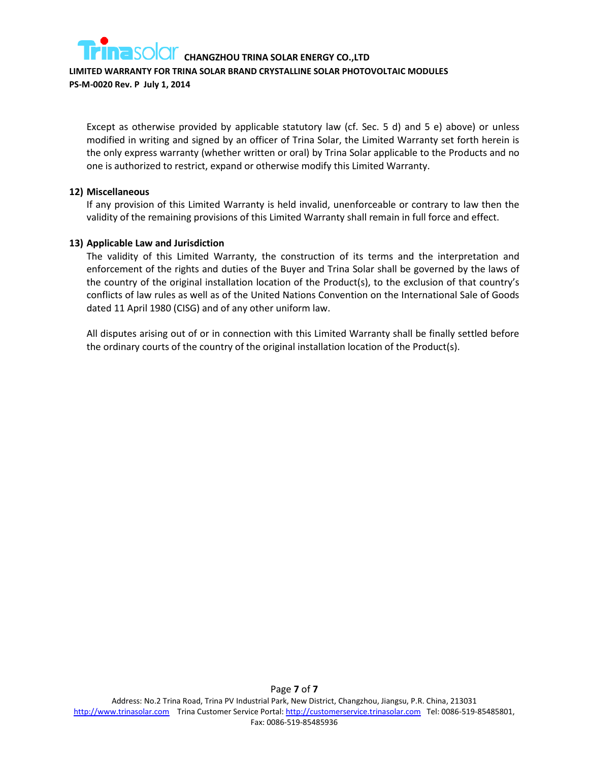Except as otherwise provided by applicable statutory law (cf. Sec. 5 d) and 5 e) above) or unless modified in writing and signed by an officer of Trina Solar, the Limited Warranty set forth herein is the only express warranty (whether written or oral) by Trina Solar applicable to the Products and no one is authorized to restrict, expand or otherwise modify this Limited Warranty.

**12) Miscellaneous**

If any provision of this Limited Warranty is held invalid, unenforceable or contrary to law then the validity of the remaining provisions of this Limited Warranty shall remain in full force and effect.

**13) Applicable Law and Jurisdiction**

The validity of this Limited Warranty, the construction of its terms and the interpretation and enforcement of the rights and duties of the Buyer and Trina Solar shall be governed by the laws of the country of the original installation location of the Product(s), to the exclusion of that country's conflicts of law rules as well as of the United Nations Convention on the International Sale of Goods dated 11 April 1980 (CISG) and of any other uniform law.

All disputes arising out of or in connection with this Limited Warranty shall be finally settled before the ordinary courts of the country of the original installation location of the Product(s).